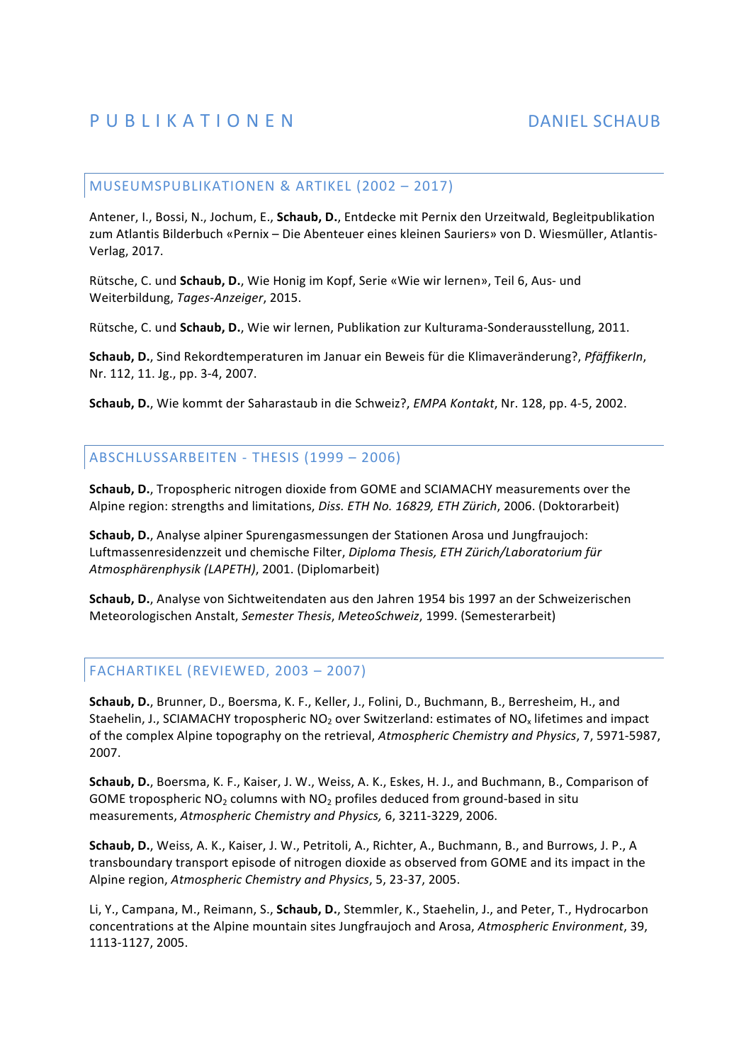# PUBLIKATIONEN

DANIEL SCHAUB

## MUSEUMSPUBLIKATIONEN & ARTIKEL (2002 – 2017)

Antener, I., Bossi, N., Jochum, E., **Schaub, D.**, Entdecke mit Pernix den Urzeitwald, Begleitpublikation zum Atlantis Bilderbuch «Pernix – Die Abenteuer eines kleinen Sauriers» von D. Wiesmüller, Atlantis-Verlag, 2017.

Rütsche, C. und **Schaub, D.**, Wie Honig im Kopf, Serie «Wie wir lernen», Teil 6, Aus- und Weiterbildung, *Tages-Anzeiger*, 2015.

Rütsche, C. und **Schaub, D.**, Wie wir lernen, Publikation zur Kulturama-Sonderausstellung, 2011.

**Schaub, D.**, Sind Rekordtemperaturen im Januar ein Beweis für die Klimaveränderung?, *PfäffikerIn*, Nr. 112, 11. Jg., pp. 3-4, 2007.

**Schaub, D.**, Wie kommt der Saharastaub in die Schweiz?, *EMPA Kontakt*, Nr. 128, pp. 4-5, 2002.

## ABSCHLUSSARBEITEN - THESIS (1999 – 2006)

**Schaub, D.**, Tropospheric nitrogen dioxide from GOME and SCIAMACHY measurements over the Alpine region: strengths and limitations, *Diss. ETH No. 16829, ETH Zürich*, 2006. (Doktorarbeit)

**Schaub, D.**, Analyse alpiner Spurengasmessungen der Stationen Arosa und Jungfraujoch: Luftmassenresidenzzeit und chemische Filter, *Diploma Thesis, ETH Zürich/Laboratorium für Atmosphärenphysik (LAPETH)*, 2001. (Diplomarbeit)

**Schaub, D.**, Analyse von Sichtweitendaten aus den Jahren 1954 bis 1997 an der Schweizerischen Meteorologischen Anstalt, *Semester Thesis*, *MeteoSchweiz*, 1999. (Semesterarbeit)

## FACHARTIKEL (REVIEWED, 2003 – 2007)

**Schaub, D.**, Brunner, D., Boersma, K. F., Keller, J., Folini, D., Buchmann, B., Berresheim, H., and Staehelin, J., SCIAMACHY tropospheric $NO_2$ over Switzerland: estimates of $NO_x$ lifetimes and impact of the complex Alpine topography on the retrieval, *Atmospheric Chemistry and Physics*, 7, 5971-5987, 2007.

**Schaub, D.**, Boersma, K. F., Kaiser, J. W., Weiss, A. K., Eskes, H. J., and Buchmann, B., Comparison of GOME tropospheric $NO_2$ columns with $NO_2$ profiles deduced from ground-based in situ measurements, *Atmospheric Chemistry and Physics,* 6, 3211-3229, 2006.

**Schaub, D.**, Weiss, A. K., Kaiser, J. W., Petritoli, A., Richter, A., Buchmann, B., and Burrows, J. P., A transboundary transport episode of nitrogen dioxide as observed from GOME and its impact in the Alpine region, *Atmospheric Chemistry and Physics*, 5, 23-37, 2005.

Li, Y., Campana, M., Reimann, S., **Schaub, D.**, Stemmler, K., Staehelin, J., and Peter, T., Hydrocarbon concentrations at the Alpine mountain sites Jungfraujoch and Arosa, *Atmospheric Environment*, 39, 1113-1127, 2005.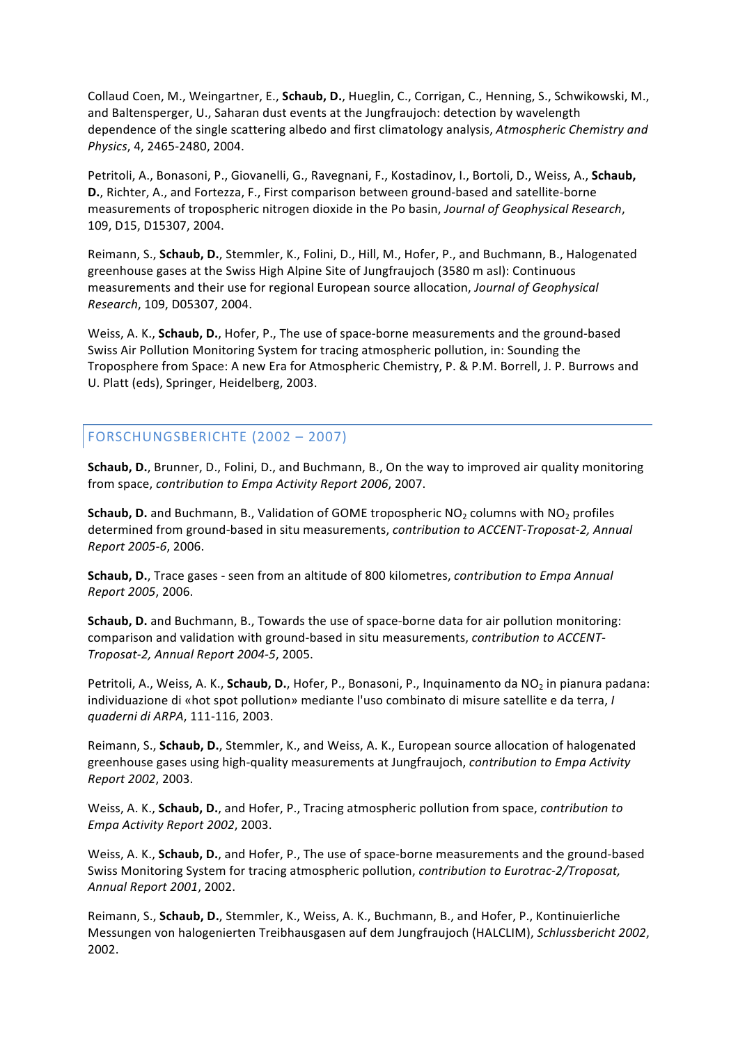Collaud Coen, M., Weingartner, E., **Schaub, D.**, Hueglin, C., Corrigan, C., Henning, S., Schwikowski, M., and Baltensperger, U., Saharan dust events at the Jungfraujoch: detection by wavelength dependence of the single scattering albedo and first climatology analysis, *Atmospheric Chemistry and Physics*, 4, 2465-2480, 2004.

Petritoli, A., Bonasoni, P., Giovanelli, G., Ravegnani, F., Kostadinov, I., Bortoli, D., Weiss, A., **Schaub, D.**, Richter, A., and Fortezza, F., First comparison between ground-based and satellite-borne measurements of tropospheric nitrogen dioxide in the Po basin, *Journal of Geophysical Research*, 109, D15, D15307, 2004.

Reimann, S., **Schaub, D.**, Stemmler, K., Folini, D., Hill, M., Hofer, P., and Buchmann, B., Halogenated greenhouse gases at the Swiss High Alpine Site of Jungfraujoch (3580 m asl): Continuous measurements and their use for regional European source allocation, *Journal of Geophysical Research*, 109, D05307, 2004.

Weiss, A. K., **Schaub, D.**, Hofer, P., The use of space-borne measurements and the ground-based Swiss Air Pollution Monitoring System for tracing atmospheric pollution, in: Sounding the Troposphere from Space: A new Era for Atmospheric Chemistry, P. & P.M. Borrell, J. P. Burrows and U. Platt (eds), Springer, Heidelberg, 2003.

## FORSCHUNGSBERICHTE (2002 – 2007)

**Schaub, D.**, Brunner, D., Folini, D., and Buchmann, B., On the way to improved air quality monitoring from space, *contribution to Empa Activity Report 2006*, 2007.

**Schaub, D.** and Buchmann, B., Validation of GOME tropospheric $NO_2$ columns with $NO_2$ profiles determined from ground-based in situ measurements, *contribution to ACCENT-Troposat-2, Annual Report 2005-6*, 2006.

**Schaub, D.**, Trace gases - seen from an altitude of 800 kilometres, *contribution to Empa Annual Report 2005*, 2006.

**Schaub, D.** and Buchmann, B., Towards the use of space-borne data for air pollution monitoring: comparison and validation with ground-based in situ measurements, *contribution to ACCENT-Troposat-2, Annual Report 2004-5*, 2005.

Petritoli, A., Weiss, A. K., **Schaub, D.**, Hofer, P., Bonasoni, P., Inquinamento da $NO_2$ in pianura padana: individuazione di «hot spot pollution» mediante l'uso combinato di misure satellite e da terra, *I quaderni di ARPA*, 111-116, 2003.

Reimann, S., **Schaub, D.**, Stemmler, K., and Weiss, A. K., European source allocation of halogenated greenhouse gases using high-quality measurements at Jungfraujoch, *contribution to Empa Activity Report 2002*, 2003.

Weiss, A. K., **Schaub, D.**, and Hofer, P., Tracing atmospheric pollution from space, *contribution to Empa Activity Report 2002*, 2003.

Weiss, A. K., **Schaub, D.**, and Hofer, P., The use of space-borne measurements and the ground-based Swiss Monitoring System for tracing atmospheric pollution, *contribution to Eurotrac-2/Troposat, Annual Report 2001*, 2002.

Reimann, S., **Schaub, D.**, Stemmler, K., Weiss, A. K., Buchmann, B., and Hofer, P., Kontinuierliche Messungen von halogenierten Treibhausgasen auf dem Jungfraujoch (HALCLIM), *Schlussbericht 2002*, 2002.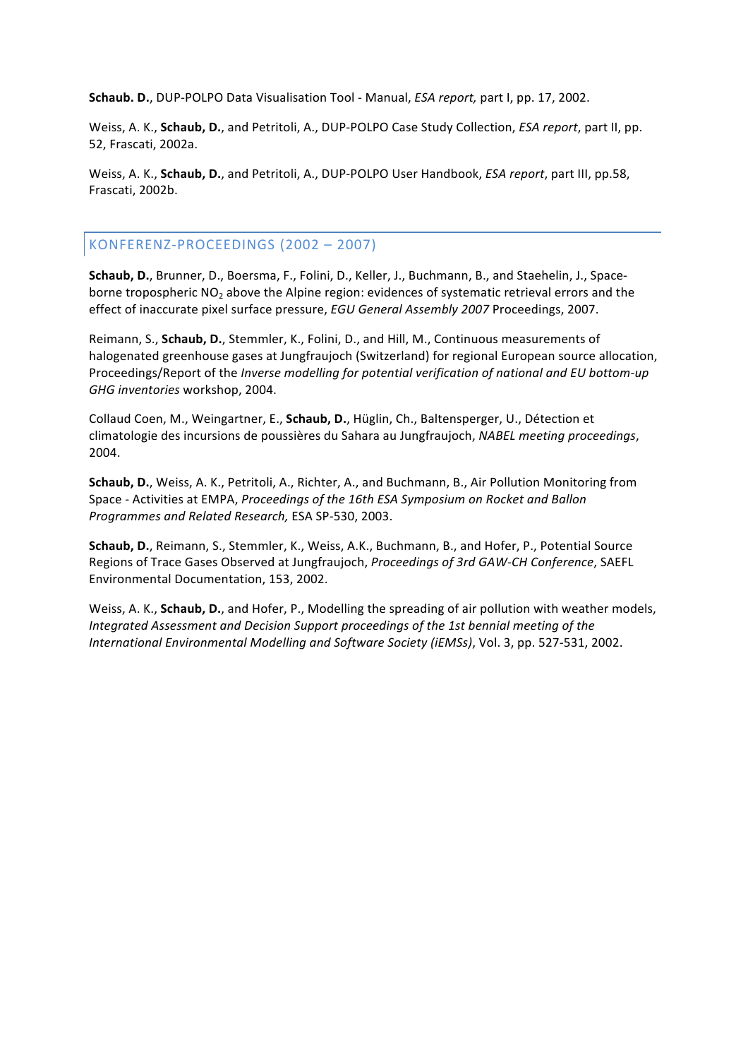**Schaub. D.**, DUP-POLPO Data Visualisation Tool - Manual, *ESA report,* part I, pp. 17, 2002.

Weiss, A. K., **Schaub, D.**, and Petritoli, A., DUP-POLPO Case Study Collection, *ESA report*, part II, pp. 52, Frascati, 2002a.

Weiss, A. K., **Schaub, D.**, and Petritoli, A., DUP-POLPO User Handbook, *ESA report*, part III, pp.58, Frascati, 2002b.

## KONFERENZ-PROCEEDINGS (2002 – 2007)

**Schaub, D.**, Brunner, D., Boersma, F., Folini, D., Keller, J., Buchmann, B., and Staehelin, J., Space-borne tropospheric $NO_2$ above the Alpine region: evidences of systematic retrieval errors and the effect of inaccurate pixel surface pressure, *EGU General Assembly 2007* Proceedings, 2007.

Reimann, S., **Schaub, D.**, Stemmler, K., Folini, D., and Hill, M., Continuous measurements of halogenated greenhouse gases at Jungfraujoch (Switzerland) for regional European source allocation, Proceedings/Report of the *Inverse modelling for potential verification of national and EU bottom-up GHG inventories* workshop, 2004.

Collaud Coen, M., Weingartner, E., **Schaub, D.**, Hüglin, Ch., Baltensperger, U., Détection et climatologie des incursions de poussières du Sahara au Jungfraujoch, *NABEL meeting proceedings*, 2004.

**Schaub, D.**, Weiss, A. K., Petritoli, A., Richter, A., and Buchmann, B., Air Pollution Monitoring from Space - Activities at EMPA, *Proceedings of the 16th ESA Symposium on Rocket and Ballon Programmes and Related Research,* ESA SP-530, 2003.

**Schaub, D.**, Reimann, S., Stemmler, K., Weiss, A.K., Buchmann, B., and Hofer, P., Potential Source Regions of Trace Gases Observed at Jungfraujoch, *Proceedings of 3rd GAW-CH Conference*, SAEFL Environmental Documentation, 153, 2002.

Weiss, A. K., **Schaub, D.**, and Hofer, P., Modelling the spreading of air pollution with weather models, *Integrated Assessment and Decision Support proceedings of the 1st bennial meeting of the International Environmental Modelling and Software Society (iEMSs)*, Vol. 3, pp. 527-531, 2002.